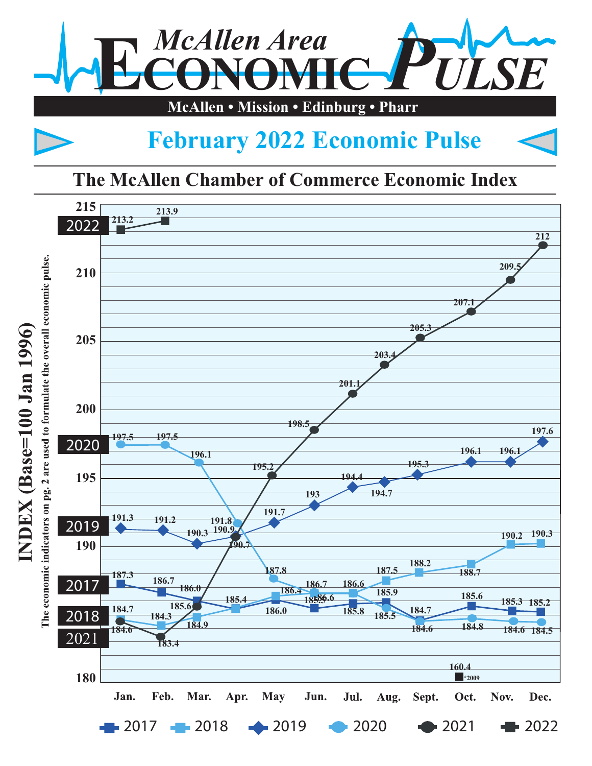# McAllen Area Economic Pulse

**McAllen • Mission • Edinburg • Pharr**

## February 2022 Economic Pulse

### The McAllen Chamber of Commerce Economic Index

INDEX (Base=100 Jan 1996)

The economic indicators on pg. 2 are used to formulate the overall economic pulse.

| Year | Jan. | Feb. | Mar. | Apr. | May | Jun. | Jul. | Aug. | Sept. | Oct. | Nov. | Dec. |
|---|---|---|---|---|---|---|---|---|---|---|---|---|
| 2017 | 187.3 | 186.7 | 186.0 | 185.4 | 186.0 | 185.5 | 185.8 | 185.9 | 184.7 | 185.6 | 185.3 | 185.2 |
| 2018 | 184.7 | 184.3 | 184.9 | 185.4 | 186.4 | 186.6 | 186.6 | 187.5 | 188.2 | 188.7 | 190.2 | 190.3 |
| 2019 | 191.3 | 191.2 | 190.3 | 190.9 | 191.7 | 193 | 194.4 | 194.7 | 195.3 | 196.1 | 196.1 | 197.6 |
| 2020 | 197.5 | 197.5 | 196.1 | 191.8 | 187.8 | 186.7 | 186.6 | 185.5 | 184.6 | 184.8 | 184.6 | 184.5 |
| 2021 | 184.6 | 183.4 | 185.6 | 190.7 | 195.2 | 198.5 | 201.1 | 203.4 | 205.3 | 207.1 | 209.5 | 212 |
| 2022 | 213.2 | 213.9 | | | | | | | | | | |

160.4 *2009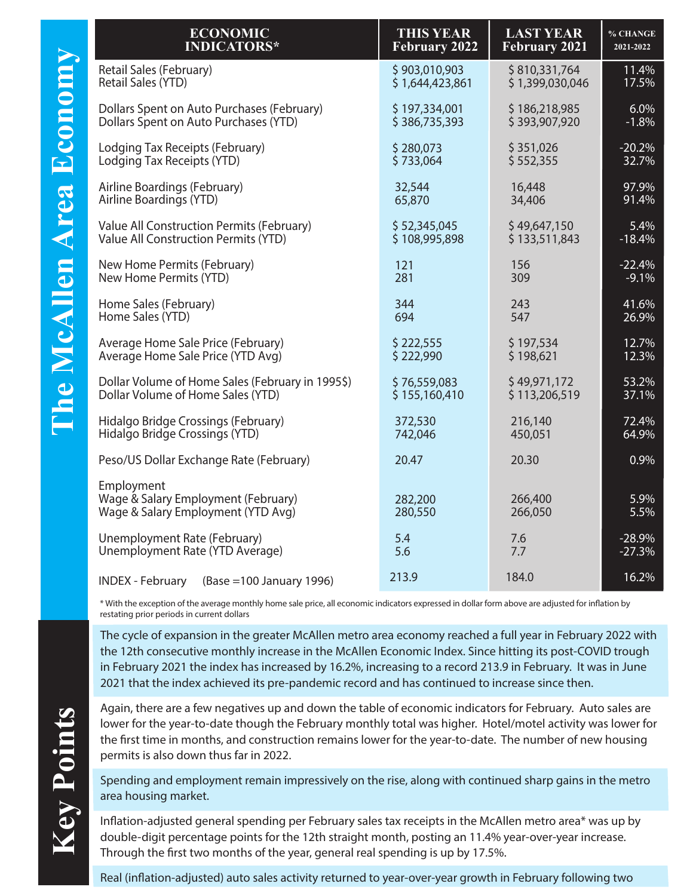# The McAllen Area Economy

| ECONOMIC INDICATORS* | THIS YEAR February 2022 | LAST YEAR February 2021 | % CHANGE 2021-2022 |
|---|---|---|---|
| Retail Sales (February) | $ 903,010,903 | $ 810,331,764 | 11.4% |
| Retail Sales (YTD) | $ 1,644,423,861 | $ 1,399,030,046 | 17.5% |
| Dollars Spent on Auto Purchases (February) | $ 197,334,001 | $ 186,218,985 | 6.0% |
| Dollars Spent on Auto Purchases (YTD) | $ 386,735,393 | $ 393,907,920 | -1.8% |
| Lodging Tax Receipts (February) | $ 280,073 | $ 351,026 | -20.2% |
| Lodging Tax Receipts (YTD) | $ 733,064 | $ 552,355 | 32.7% |
| Airline Boardings (February) | 32,544 | 16,448 | 97.9% |
| Airline Boardings (YTD) | 65,870 | 34,406 | 91.4% |
| Value All Construction Permits (February) | $ 52,345,045 | $ 49,647,150 | 5.4% |
| Value All Construction Permits (YTD) | $ 108,995,898 | $ 133,511,843 | -18.4% |
| New Home Permits (February) | 121 | 156 | -22.4% |
| New Home Permits (YTD) | 281 | 309 | -9.1% |
| Home Sales (February) | 344 | 243 | 41.6% |
| Home Sales (YTD) | 694 | 547 | 26.9% |
| Average Home Sale Price (February) | $ 222,555 | $ 197,534 | 12.7% |
| Average Home Sale Price (YTD Avg) | $ 222,990 | $ 198,621 | 12.3% |
| Dollar Volume of Home Sales (February in 1995$) | $ 76,559,083 | $ 49,971,172 | 53.2% |
| Dollar Volume of Home Sales (YTD) | $ 155,160,410 | $ 113,206,519 | 37.1% |
| Hidalgo Bridge Crossings (February) | 372,530 | 216,140 | 72.4% |
| Hidalgo Bridge Crossings (YTD) | 742,046 | 450,051 | 64.9% |
| Peso/US Dollar Exchange Rate (February) | 20.47 | 20.30 | 0.9% |
| Employment | | | |
| Wage & Salary Employment (February) | 282,200 | 266,400 | 5.9% |
| Wage & Salary Employment (YTD Avg) | 280,550 | 266,050 | 5.5% |
| Unemployment Rate (February) | 5.4 | 7.6 | -28.9% |
| Unemployment Rate (YTD Average) | 5.6 | 7.7 | -27.3% |
| INDEX - February (Base =100 January 1996) | 213.9 | 184.0 | 16.2% |

* With the exception of the average monthly home sale price, all economic indicators expressed in dollar form above are adjusted for inflation by restating prior periods in current dollars

## Key Points

The cycle of expansion in the greater McAllen metro area economy reached a full year in February 2022 with the 12th consecutive monthly increase in the McAllen Economic Index. Since hitting its post-COVID trough in February 2021 the index has increased by 16.2%, increasing to a record 213.9 in February. It was in June 2021 that the index achieved its pre-pandemic record and has continued to increase since then.

Again, there are a few negatives up and down the table of economic indicators for February. Auto sales are lower for the year-to-date though the February monthly total was higher. Hotel/motel activity was lower for the first time in months, and construction remains lower for the year-to-date. The number of new housing permits is also down thus far in 2022.

Spending and employment remain impressively on the rise, along with continued sharp gains in the metro area housing market.

Inflation-adjusted general spending per February sales tax receipts in the McAllen metro area* was up by double-digit percentage points for the 12th straight month, posting an 11.4% year-over-year increase. Through the first two months of the year, general real spending is up by 17.5%.

Real (inflation-adjusted) auto sales activity returned to year-over-year growth in February following two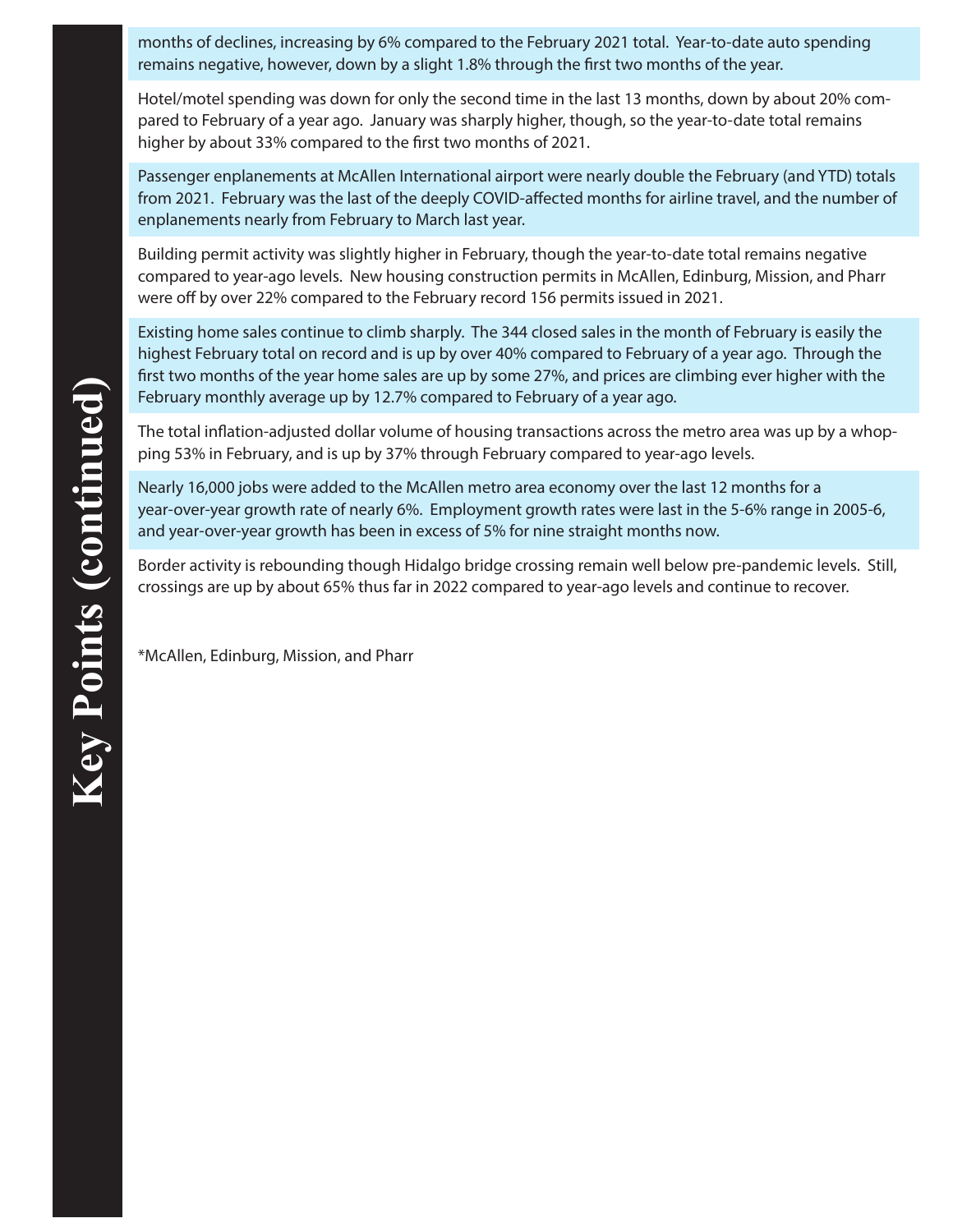# Key Points (continued)

months of declines, increasing by 6% compared to the February 2021 total. Year-to-date auto spending remains negative, however, down by a slight 1.8% through the first two months of the year.

Hotel/motel spending was down for only the second time in the last 13 months, down by about 20% compared to February of a year ago. January was sharply higher, though, so the year-to-date total remains higher by about 33% compared to the first two months of 2021.

Passenger enplanements at McAllen International airport were nearly double the February (and YTD) totals from 2021. February was the last of the deeply COVID-affected months for airline travel, and the number of enplanements nearly from February to March last year.

Building permit activity was slightly higher in February, though the year-to-date total remains negative compared to year-ago levels. New housing construction permits in McAllen, Edinburg, Mission, and Pharr were off by over 22% compared to the February record 156 permits issued in 2021.

Existing home sales continue to climb sharply. The 344 closed sales in the month of February is easily the highest February total on record and is up by over 40% compared to February of a year ago. Through the first two months of the year home sales are up by some 27%, and prices are climbing ever higher with the February monthly average up by 12.7% compared to February of a year ago.

The total inflation-adjusted dollar volume of housing transactions across the metro area was up by a whopping 53% in February, and is up by 37% through February compared to year-ago levels.

Nearly 16,000 jobs were added to the McAllen metro area economy over the last 12 months for a year-over-year growth rate of nearly 6%. Employment growth rates were last in the 5-6% range in 2005-6, and year-over-year growth has been in excess of 5% for nine straight months now.

Border activity is rebounding though Hidalgo bridge crossing remain well below pre-pandemic levels. Still, crossings are up by about 65% thus far in 2022 compared to year-ago levels and continue to recover.

*McAllen, Edinburg, Mission, and Pharr